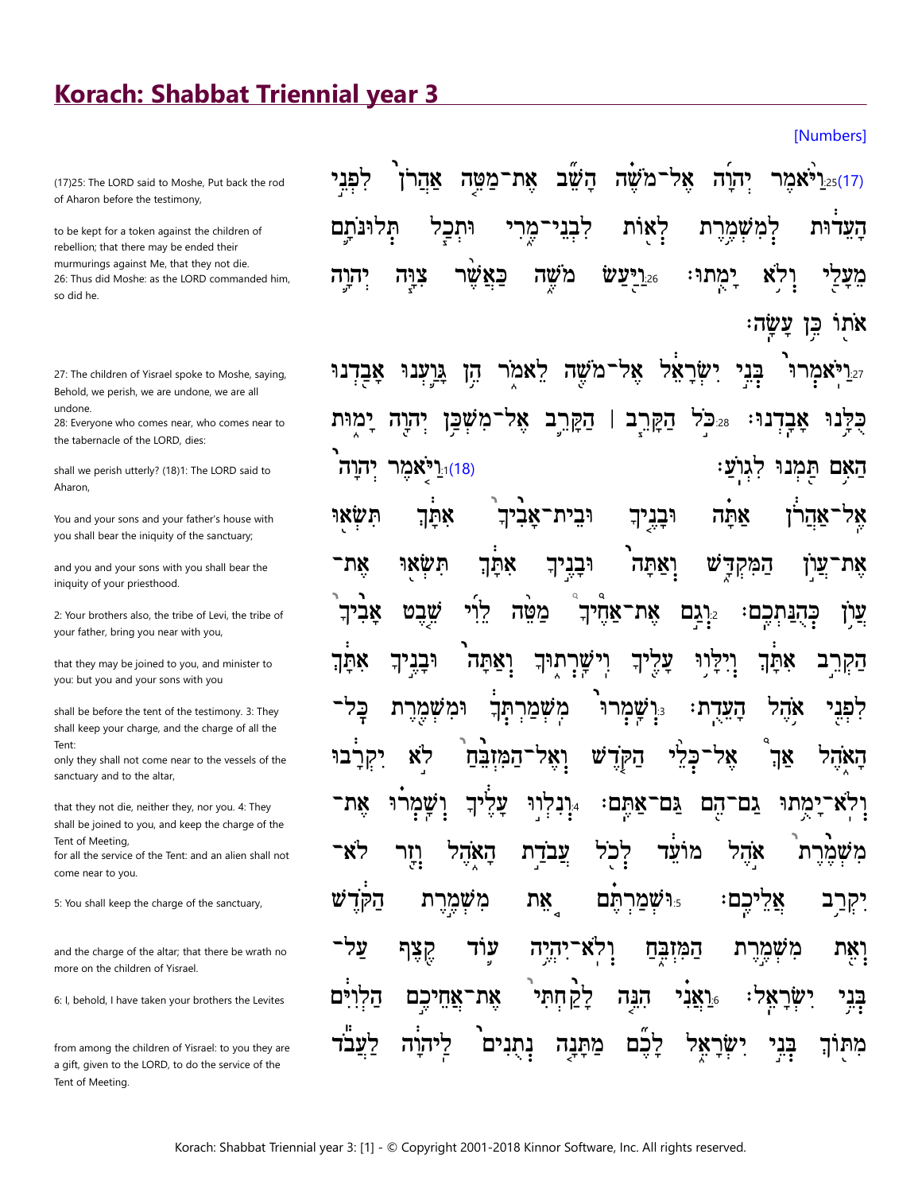# Korach: Shabbat Triennial year 3

[Numbers]

(17)25: The LORD said to Moshe, Put back the rod of Aharon before the testimony,

to be kept for a token against the children of rebellion; that there may be ended their murmurings against Me, that they not die.
26: Thus did Moshe: as the LORD commanded him, so did he.

27: The children of Yisrael spoke to Moshe, saying, Behold, we perish, we are undone, we are all undone.
28: Everyone who comes near, who comes near to the tabernacle of the LORD, dies:

shall we perish utterly? (18)1: The LORD said to Aharon,

You and your sons and your father's house with you shall bear the iniquity of the sanctuary;

and you and your sons with you shall bear the iniquity of your priesthood.

2: Your brothers also, the tribe of Levi, the tribe of your father, bring you near with you,

that they may be joined to you, and minister to you: but you and your sons with you

shall be before the tent of the testimony. 3: They shall keep your charge, and the charge of all the Tent:
only they shall not come near to the vessels of the sanctuary and to the altar,

that they not die, neither they, nor you. 4: They shall be joined to you, and keep the charge of the Tent of Meeting,
for all the service of the Tent: and an alien shall not come near to you.

5: You shall keep the charge of the sanctuary,

and the charge of the altar; that there be wrath no more on the children of Yisrael.

6: I, behold, I have taken your brothers the Levites

from among the children of Yisrael: to you they are a gift, given to the LORD, to do the service of the Tent of Meeting.

(17)25 וַיֹּאמֶר יְהוָה אֶל־מֹשֶׁה הָשֵׁב אֶת־מַטֵּה אַהֲרֹן לִפְנֵי הָעֵדוּת לְמִשְׁמֶרֶת לְאוֹת לִבְנֵי־מֶרִי וּתְכַל תְּלוּנֹּתָם מֵעָלַי וְלֹא יָמֻתוּ׃ 26 וַיַּעַשׂ מֹשֶׁה כַּאֲשֶׁר צִוָּה יְהוָה אֹתוֹ כֵּן עָשָׂה׃

27 וַיֹּאמְרוּ בְּנֵי יִשְׂרָאֵל אֶל־מֹשֶׁה לֵאמֹר הֵן גָּוַעְנוּ אָבַדְנוּ כֻּלָּנוּ אָבָדְנוּ׃ 28 כֹּל הַקָּרֵב ׀ הַקָּרֵב אֶל־מִשְׁכַּן יְהוָה יָמוּת הַאִם תַּמְנוּ לִגְוֹעַ׃ (18)1 וַיֹּאמֶר יְהוָה אֶל־אַהֲרֹן אַתָּה וּבָנֶיךָ וּבֵית־אָבִיךָ אִתָּךְ תִּשְׂאוּ אֶת־עֲוֺן הַמִּקְדָּשׁ וְאַתָּה וּבָנֶיךָ אִתָּךְ תִּשְׂאוּ אֶת־עֲוֺן כְּהֻנַּתְכֶם׃ 2 וְגַם אֶת־אַחֶיךָ מַטֵּה לֵוִי שֵׁבֶט אָבִיךָ הַקְרֵב אִתָּךְ וְיִלָּווּ עָלֶיךָ וִישָׁרְתוּךָ וְאַתָּה וּבָנֶיךָ אִתָּךְ לִפְנֵי אֹהֶל הָעֵדֻת׃ 3 וְשָׁמְרוּ מִשְׁמַרְתְּךָ וּמִשְׁמֶרֶת כָּל־הָאֹהֶל אַךְ אֶל־כְּלֵי הַקֹּדֶשׁ וְאֶל־הַמִּזְבֵּחַ לֹא יִקְרָבוּ וְלֹא־יָמֻתוּ גַם־הֵם גַּם־אַתֶּם׃ 4 וְנִלְווּ עָלֶיךָ וְשָׁמְרוּ אֶת־מִשְׁמֶרֶת אֹהֶל מוֹעֵד לְכֹל עֲבֹדַת הָאֹהֶל וְזָר לֹא־יִקְרַב אֲלֵיכֶם׃ 5 וּשְׁמַרְתֶּם אֵת מִשְׁמֶרֶת הַקֹּדֶשׁ וְאֵת מִשְׁמֶרֶת הַמִּזְבֵּחַ וְלֹא־יִהְיֶה עוֹד קֶצֶף עַל־בְּנֵי יִשְׂרָאֵל׃ 6 וַאֲנִי הִנֵּה לָקַחְתִּי אֶת־אֲחֵיכֶם הַלְוִיִּם מִתּוֹךְ בְּנֵי יִשְׂרָאֵל לָכֶם מַתָּנָה נְתֻנִים לַיהוָה לַעֲבֹד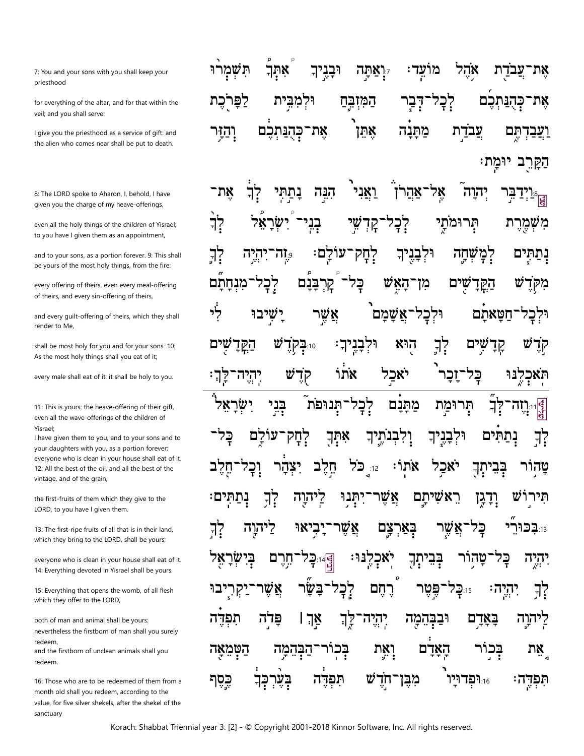| | |
|---|---|
| 7: You and your sons with you shall keep your priesthood | אֶת־עֲבֹדַת אֹהֶל מוֹעֵד׃ 7 וְאַתָּה וּבָנֶיךָ אִתְּךָ תִּשְׁמְרוּ |
| for everything of the altar, and for that within the veil; and you shall serve: | אֶת־כְּהֻנַּתְכֶם לְכָל־דְּבַר הַמִּזְבֵּחַ וּלְמִבֵּית לַפָּרֹכֶת |
| I give you the priesthood as a service of gift: and the alien who comes near shall be put to death. | וַעֲבַדְתֶּם עֲבֹדַת מַתָּנָה אֶתֵּן אֶת־כְּהֻנַּתְכֶם וְהַזָּר הַקָּרֵב יוּמָת׃ |
| 8: The LORD spoke to Aharon, I, behold, I have given you the charge of my heave-offerings, | 8 וַיְדַבֵּר יְהוָה אֶל־אַהֲרֹן וַאֲנִי הִנֵּה נָתַתִּי לְךָ אֶת־ |
| even all the holy things of the children of Yisrael; to you have I given them as an appointment, | מִשְׁמֶרֶת תְּרוּמֹתָי לְכָל־קָדְשֵׁי בְנֵי־יִשְׂרָאֵל לְךָ |
| and to your sons, as a portion forever. 9: This shall be yours of the most holy things, from the fire: | נְתַתִּים לְמָשְׁחָה וּלְבָנֶיךָ לְחָק־עוֹלָם׃ 9 זֶה־יִהְיֶה לְךָ |
| every offering of theirs, even every meal-offering of theirs, and every sin-offering of theirs, | מִקֹּדֶשׁ הַקֳּדָשִׁים מִן־הָאֵשׁ כָּל־קָרְבָּנָם לְכָל־מִנְחָתָם |
| and every guilt-offering of theirs, which they shall render to Me, | וּלְכָל־חַטָּאתָם וּלְכָל־אֲשָׁמָם אֲשֶׁר יָשִׁיבוּ לִי |
| shall be most holy for you and for your sons. 10: As the most holy things shall you eat of it; | קֹדֶשׁ קָדָשִׁים לְךָ הוּא וּלְבָנֶיךָ׃ 10 בְּקֹדֶשׁ הַקֳּדָשִׁים |
| every male shall eat of it: it shall be holy to you. | תֹּאכְלֶנּוּ כָּל־זָכָר יֹאכַל אֹתוֹ קֹדֶשׁ יִהְיֶה־לָּךְ׃ |
| 11: This is yours: the heave-offering of their gift, even all the wave-offerings of the children of Yisrael; | 11 וְזֶה־לְּךָ תְּרוּמַת מַתָּנָם לְכָל־תְּנוּפֹת בְּנֵי יִשְׂרָאֵל |
| I have given them to you, and to your sons and to your daughters with you, as a portion forever; | לְךָ נְתַתִּים וּלְבָנֶיךָ וְלִבְנֹתֶיךָ אִתְּךָ לְחָק־עוֹלָם כָּל־ |
| everyone who is clean in your house shall eat of it. 12: All the best of the oil, and all the best of the vintage, and of the grain, | טָהוֹר בְּבֵיתְךָ יֹאכַל אֹתוֹ׃ 12 כֹּל חֵלֶב יִצְהָר וְכָל־חֵלֶב |
| the first-fruits of them which they give to the LORD, to you have I given them. | תִּירוֹשׁ וְדָגָן רֵאשִׁיתָם אֲשֶׁר־יִתְּנוּ לַיהוָה לְךָ נְתַתִּים׃ |
| 13: The first-ripe fruits of all that is in their land, which they bring to the LORD, shall be yours; | 13 בִּכּוּרֵי כָּל־אֲשֶׁר בְּאַרְצָם אֲשֶׁר־יָבִיאוּ לַיהוָה לְךָ |
| everyone who is clean in your house shall eat of it. 14: Everything devoted in Yisrael shall be yours. | יִהְיֶה כָּל־טָהוֹר בְּבֵיתְךָ יֹאכְלֶנּוּ׃ 14 כָּל־חֵרֶם בְּיִשְׂרָאֵל |
| 15: Everything that opens the womb, of all flesh which they offer to the LORD, | לְךָ יִהְיֶה׃ 15 כָּל־פֶּטֶר רֶחֶם לְכָל־בָּשָׂר אֲשֶׁר־יַקְרִיבוּ |
| both of man and animal shall be yours: nevertheless the firstborn of man shall you surely redeem, | לַיהוָה בָּאָדָם וּבַבְּהֵמָה יִהְיֶה־לָּךְ אַךְ׀ פָּדֹה תִפְדֶּה |
| and the firstborn of unclean animals shall you redeem. | אֵת בְּכוֹר הָאָדָם וְאֵת בְּכוֹר־הַבְּהֵמָה הַטְּמֵאָה |
| 16: Those who are to be redeemed of them from a month old shall you redeem, according to the value, for five silver shekels, after the shekel of the sanctuary | תִּפְדֶּה׃ 16 וּפְדוּיָו מִבֶּן־חֹדֶשׁ תִּפְדֶּה בְּעֶרְכְּךָ כֶּסֶף |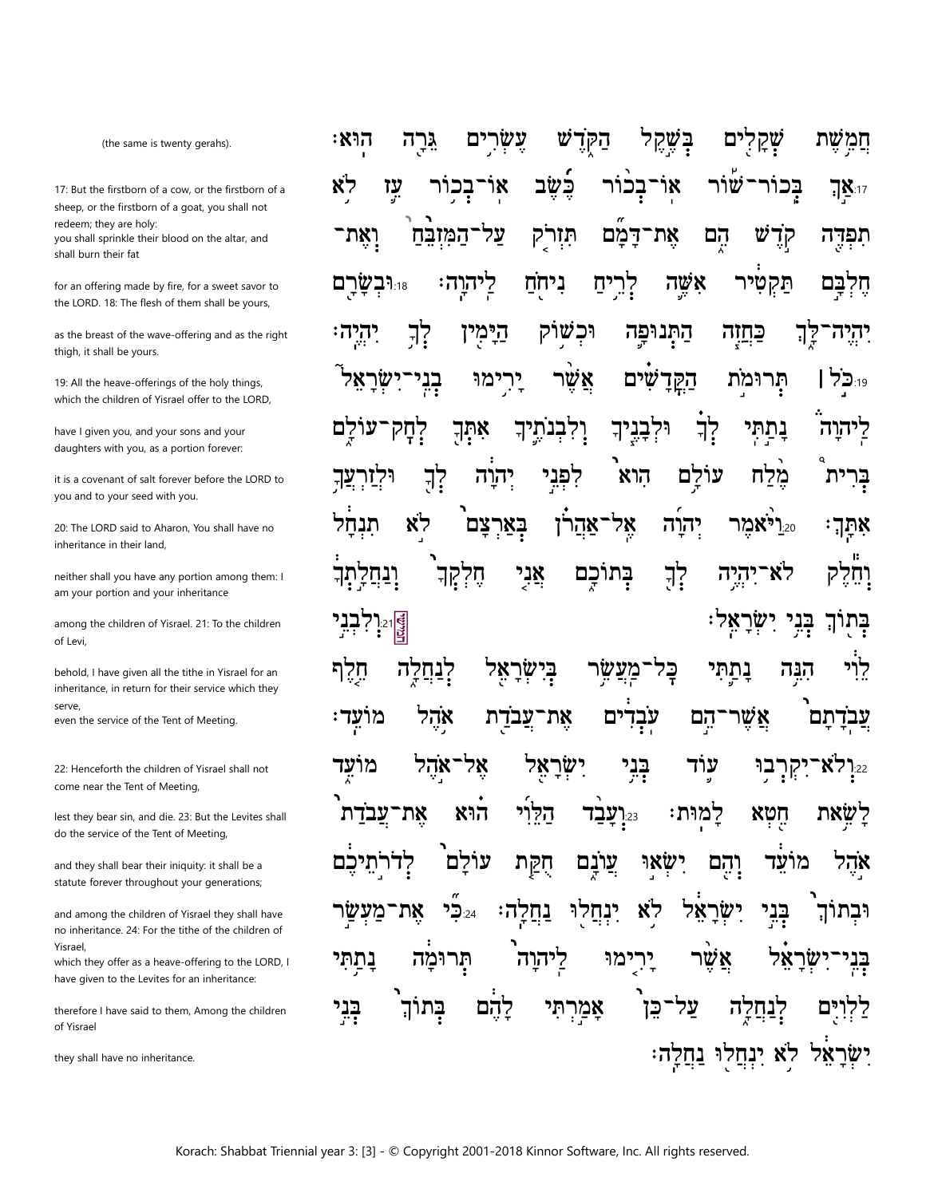חֲמֵ֥שֶׁת שְׁקָלִ֖ים בְּשֶׁ֣קֶל הַקֹּ֑דֶשׁ עֶשְׂרִ֥ים גֵּרָ֖ה הֽוּא׃

(the same is twenty gerahs).

17:אַ֣ךְ בְּכֽוֹר־שׁ֡וֹר אֽוֹ־בְכ֨וֹר כֶּ֜שֶׂב אֽוֹ־בְכ֥וֹר עֵ֛ז לֹ֥א תִפְדֶּ֖ה קֹ֣דֶשׁ הֵ֑ם אֶת־דָּמָ֞ם תִּזְרֹ֤ק עַל־הַמִּזְבֵּ֙חַ֙ וְאֶת־חֶלְבָּ֣ם תַּקְטִ֔יר אִשֶּׁ֛ה לְרֵ֥יחַ נִיחֹ֖חַ לַֽיהוָֽה׃

17: But the firstborn of a cow, or the firstborn of a sheep, or the firstborn of a goat, you shall not redeem; they are holy:
you shall sprinkle their blood on the altar, and shall burn their fat

for an offering made by fire, for a sweet savor to the LORD.

18:וּבְשָׂרָ֖ם יִֽהְיֶה־לָּ֑ךְ כַּחֲזֵ֧ה הַתְּנוּפָ֛ה וּכְשׁ֥וֹק הַיָּמִ֖ין לְךָ֥ יִהְיֶֽה׃

18: The flesh of them shall be yours,

as the breast of the wave-offering and as the right thigh, it shall be yours.

19:כֹּ֣ל ׀ תְּרוּמֹ֣ת הַקֳּדָשִׁ֗ים אֲשֶׁ֨ר יָרִ֥ימוּ בְנֵֽי־יִשְׂרָאֵל֮ לַיהוָה֒ נָתַ֣תִּֽי לְךָ֗ וּלְבָנֶ֧יךָ וְלִבְנֹתֶ֛יךָ אִתְּךָ֖ לְחָק־עוֹלָ֑ם בְּרִית֩ מֶ֨לַח עוֹלָ֥ם הִוא֙ לִפְנֵ֣י יְהוָ֔ה לְךָ֖ וּלְזַרְעֲךָ֥ אִתָּֽךְ׃

19: All the heave-offerings of the holy things, which the children of Yisrael offer to the LORD,

have I given you, and your sons and your daughters with you, as a portion forever:

it is a covenant of salt forever before the LORD to you and to your seed with you.

20:וַיֹּ֨אמֶר יְהוָ֜ה אֶֽל־אַהֲרֹ֗ן בְּאַרְצָם֙ לֹ֣א תִנְחָ֔ל וְחֵ֕לֶק לֹא־יִהְיֶ֥ה לְךָ֖ בְּתוֹכָ֑ם אֲנִ֤י חֶלְקְךָ֙ וְנַחֲלָ֣תְךָ֔ בְּת֖וֹךְ בְּנֵ֥י יִשְׂרָאֵֽל׃

20: The LORD said to Aharon, You shall have no inheritance in their land,

neither shall you have any portion among them: I am your portion and your inheritance

among the children of Yisrael.

21:וְלִבְנֵ֣י לֵוִ֔י הִנֵּ֥ה נָתַ֛תִּי כָּל־מַעֲשֵׂ֥ר בְּיִשְׂרָאֵ֖ל לְנַחֲלָ֑ה חֵ֤לֶף עֲבֹֽדָתָם֙ אֲשֶׁר־הֵ֣ם עֹֽבְדִ֔ים אֶת־עֲבֹדַ֖ת אֹ֥הֶל מוֹעֵֽד׃

21: To the children of Levi,

behold, I have given all the tithe in Yisrael for an inheritance, in return for their service which they serve,
even the service of the Tent of Meeting.

22:וְלֹא־יִקְרְב֥וּ ע֛וֹד בְּנֵ֥י יִשְׂרָאֵ֖ל אֶל־אֹ֣הֶל מוֹעֵ֑ד לָשֵׂ֥את חֵ֖טְא לָמֽוּת׃

22: Henceforth the children of Yisrael shall not come near the Tent of Meeting,

lest they bear sin, and die.

23:וְעָבַ֨ד הַלֵּוִ֜י ה֗וּא אֶת־עֲבֹדַת֙ אֹ֣הֶל מוֹעֵ֔ד וְהֵ֖ם יִשְׂא֣וּ עֲוֺנָ֑ם חֻקַּ֤ת עוֹלָם֙ לְדֹרֹ֣תֵיכֶ֔ם וּבְתוֹךְ֙ בְּנֵ֣י יִשְׂרָאֵ֔ל לֹ֥א יִנְחֲל֖וּ נַחֲלָֽה׃

23: But the Levites shall do the service of the Tent of Meeting,

and they shall bear their iniquity: it shall be a statute forever throughout your generations;

and among the children of Yisrael they shall have no inheritance.

24:כִּ֞י אֶת־מַעְשַׂ֣ר בְּנֵֽי־יִשְׂרָאֵ֗ל אֲשֶׁ֨ר יָרִ֤ימוּ לַֽיהוָה֙ תְּרוּמָ֔ה נָתַ֥תִּי לַלְוִיִּ֖ם לְנַחֲלָ֑ה עַל־כֵּן֙ אָמַ֣רְתִּי לָהֶ֔ם בְּתוֹךְ֙ בְּנֵ֣י יִשְׂרָאֵ֔ל לֹ֥א יִנְחֲל֖וּ נַחֲלָֽה׃

24: For the tithe of the children of Yisrael,
which they offer as a heave-offering to the LORD, I have given to the Levites for an inheritance:

therefore I have said to them, Among the children of Yisrael

they shall have no inheritance.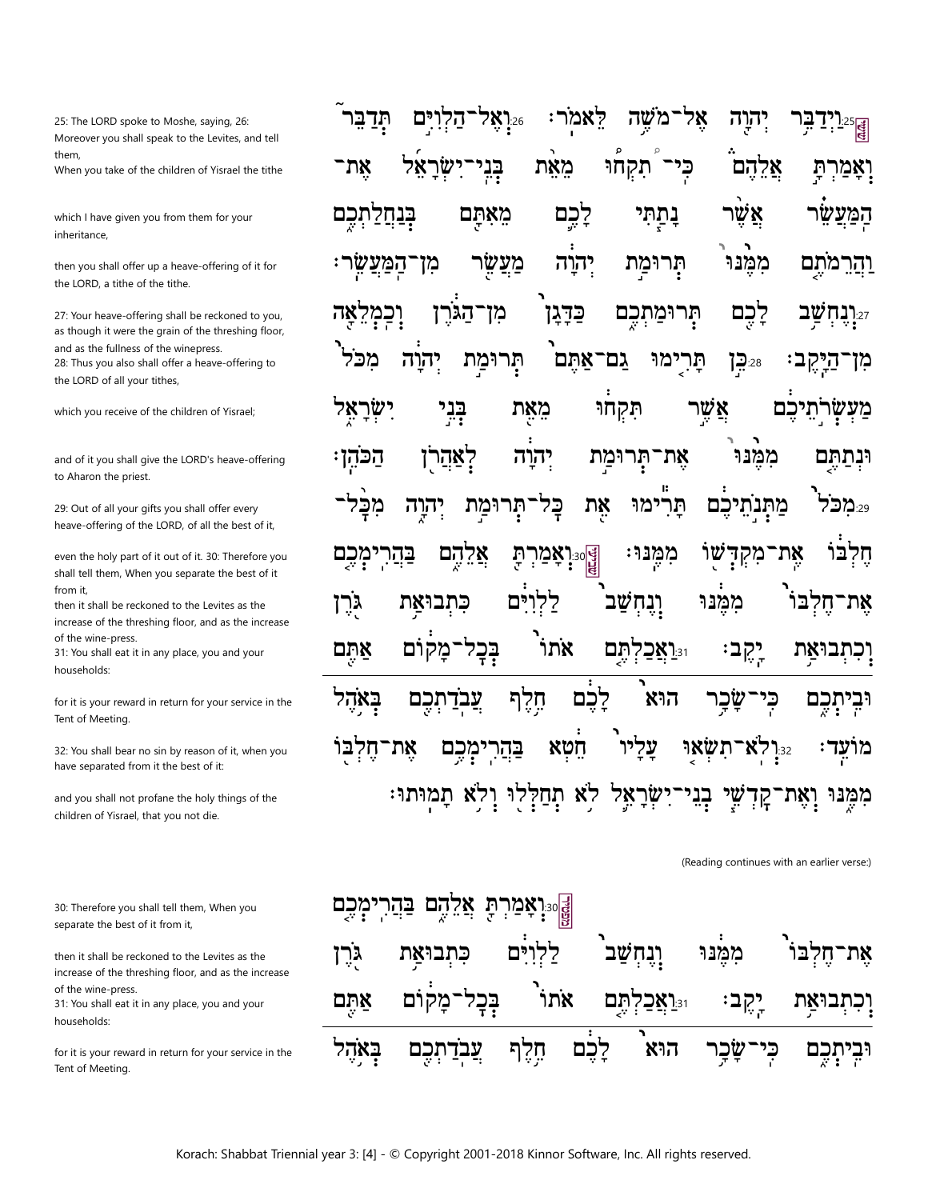25: The LORD spoke to Moshe, saying, 26: Moreover you shall speak to the Levites, and tell them,
When you take of the children of Yisrael the tithe

which I have given you from them for your inheritance,

then you shall offer up a heave-offering of it for the LORD, a tithe of the tithe.

27: Your heave-offering shall be reckoned to you, as though it were the grain of the threshing floor, and as the fullness of the winepress.
28: Thus you also shall offer a heave-offering to the LORD of all your tithes,

which you receive of the children of Yisrael;

and of it you shall give the LORD's heave-offering to Aharon the priest.

29: Out of all your gifts you shall offer every heave-offering of the LORD, of all the best of it,

even the holy part of it out of it. 30: Therefore you shall tell them, When you separate the best of it from it,
then it shall be reckoned to the Levites as the increase of the threshing floor, and as the increase of the wine-press.
31: You shall eat it in any place, you and your households:

for it is your reward in return for your service in the Tent of Meeting.

32: You shall bear no sin by reason of it, when you have separated from it the best of it:

and you shall not profane the holy things of the children of Yisrael, that you not die.

25 וַיְדַבֵּר יְהוָה אֶל־מֹשֶׁה לֵּאמֹר׃ 26 וְאֶל־הַלְוִיִּם תְּדַבֵּר
וְאָמַרְתָּ אֲלֵהֶם כִּי־תִקְחוּ מֵאֵת בְּנֵי־יִשְׂרָאֵל אֶת־
הַמַּעֲשֵׂר אֲשֶׁר נָתַתִּי לָכֶם מֵאִתָּם בְּנַחֲלַתְכֶם
וַהֲרֵמֹתֶם מִמֶּנּוּ תְּרוּמַת יְהוָה מַעֲשֵׂר מִן־הַמַּעֲשֵׂר׃
27 וְנֶחְשַׁב לָכֶם תְּרוּמַתְכֶם כַּדָּגָן מִן־הַגֹּרֶן וְכַמְלֵאָה
מִן־הַיָּקֶב׃ 28 כֵּן תָּרִימוּ גַם־אַתֶּם תְּרוּמַת יְהוָה מִכֹּל
מַעְשְׂרֹתֵיכֶם אֲשֶׁר תִּקְחוּ מֵאֵת בְּנֵי יִשְׂרָאֵל
וּנְתַתֶּם מִמֶּנּוּ אֶת־תְּרוּמַת יְהוָה לְאַהֲרֹן הַכֹּהֵן׃
29 מִכֹּל מַתְּנֹתֵיכֶם תָּרִימוּ אֵת כָּל־תְּרוּמַת יְהוָה מִכָּל־
חֶלְבּוֹ אֶת־מִקְדְּשׁוֹ מִמֶּנּוּ׃ 30 וְאָמַרְתָּ אֲלֵהֶם בַּהֲרִימְכֶם
אֶת־חֶלְבּוֹ מִמֶּנּוּ וְנֶחְשַׁב לַלְוִיִּם כִּתְבוּאַת גֹּרֶן
וְכִתְבוּאַת יָקֶב׃ 31 וַאֲכַלְתֶּם אֹתוֹ בְּכָל־מָקוֹם אַתֶּם
וּבֵיתְכֶם כִּי־שָׂכָר הוּא לָכֶם חֵלֶף עֲבֹדַתְכֶם בְּאֹהֶל
מוֹעֵד׃ 32 וְלֹא־תִשְׂאוּ עָלָיו חֵטְא בַּהֲרִימְכֶם אֶת־חֶלְבּוֹ
מִמֶּנּוּ וְאֶת־קָדְשֵׁי בְנֵי־יִשְׂרָאֵל לֹא תְחַלְּלוּ וְלֹא תָמוּתוּ׃

(Reading continues with an earlier verse:)

30: Therefore you shall tell them, When you separate the best of it from it,

then it shall be reckoned to the Levites as the increase of the threshing floor, and as the increase of the wine-press.
31: You shall eat it in any place, you and your households:

for it is your reward in return for your service in the Tent of Meeting.

30 וְאָמַרְתָּ אֲלֵהֶם בַּהֲרִימְכֶם
אֶת־חֶלְבּוֹ מִמֶּנּוּ וְנֶחְשַׁב לַלְוִיִּם כִּתְבוּאַת גֹּרֶן
וְכִתְבוּאַת יָקֶב׃ 31 וַאֲכַלְתֶּם אֹתוֹ בְּכָל־מָקוֹם אַתֶּם
וּבֵיתְכֶם כִּי־שָׂכָר הוּא לָכֶם חֵלֶף עֲבֹדַתְכֶם בְּאֹהֶל

Korach: Shabbat Triennial year 3: [4] - © Copyright 2001-2018 Kinnor Software, Inc. All rights reserved.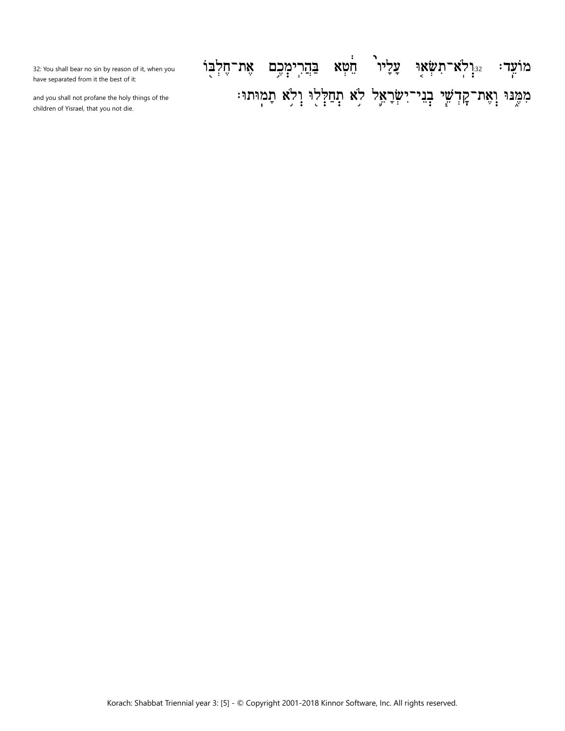32: You shall bear no sin by reason of it, when you have separated from it the best of it:

and you shall not profane the holy things of the children of Yisrael, that you not die.

מוֹעֵֽד׃ 32 וְלֹא־תִשְׂא֤וּ עָלָיו֙ חֵ֔טְא בַּהֲרִֽימְכֶ֥ם אֶת־חֶלְבּ֖וֹ מִמֶּ֑נּוּ וְאֶת־קָדְשֵׁ֧י בְנֵֽי־יִשְׂרָאֵ֛ל לֹ֥א תְחַלְּל֖וּ וְלֹ֥א תָמֽוּתוּ׃